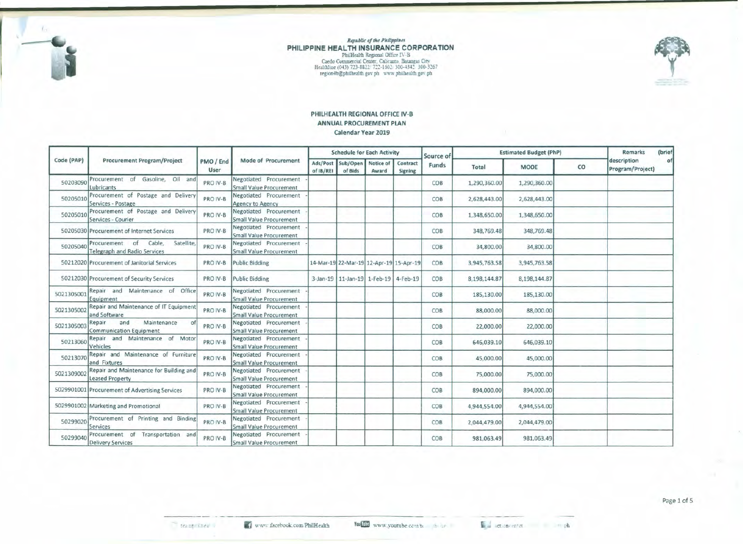*Republic of the Philippines*
**PHILIPPINE HEALTH INSURANCE CORPORATION**
PhilHealth Regional Office IV-B
Caedo Commercial Center, Calicanto, Batangas City
Healthline (043) 723-8822/ 722-1602/ 300-4342/ 300-3267
region4b@philhealth.gov.ph www.philhealth.gov.ph

## PHILHEALTH REGIONAL OFFICE IV-B
## ANNUAL PROCUREMENT PLAN
### Calendar Year 2019

| Code (PAP) | Procurement Program/Project | PMO / End User | Mode of Procurement | Schedule for Each Activity | | | | Source of Funds | Estimated Budget (PhP) | | | Remarks (brief description of Program/Project) |
|---|---|---|---|---|---|---|---|---|---|---|---|---|
| | | | | Ads/Post of IB/REI | Sub/Open of Bids | Notice of Award | Contract Signing | | Total | MOOE | CO | |
| 50203090 | Procurement of Gasoline, Oil and Lubricants | PRO IV-B | Negotiated Procurement - Small Value Procurement | | | | | COB | 1,290,360.00 | 1,290,360.00 | | |
| 50205010 | Procurement of Postage and Delivery Services - Postage | PRO IV-B | Negotiated Procurement - Agency to Agency | | | | | COB | 2,628,443.00 | 2,628,443.00 | | |
| 50205010 | Procurement of Postage and Delivery Services - Courier | PRO IV-B | Negotiated Procurement - Small Value Procurement | | | | | COB | 1,348,650.00 | 1,348,650.00 | | |
| 50205030 | Procurement of Internet Services | PRO IV-B | Negotiated Procurement - Small Value Procurement | | | | | COB | 348,769.48 | 348,769.48 | | |
| 50205040 | Procurement of Cable, Satellite, Telegraph and Radio Services | PRO IV-B | Negotiated Procurement - Small Value Procurement | | | | | COB | 34,800.00 | 34,800.00 | | |
| 50212020 | Procurement of Janitorial Services | PRO IV-B | Public Bidding | 14-Mar-19 | 22-Mar-19 | 12-Apr-19 | 15-Apr-19 | COB | 3,945,763.58 | 3,945,763.58 | | |
| 50212030 | Procurement of Security Services | PRO IV-B | Public Bidding | 3-Jan-19 | 11-Jan-19 | 1-Feb-19 | 4-Feb-19 | COB | 8,198,144.87 | 8,198,144.87 | | |
| 5021305001 | Repair and Maintenance of Office Equipment | PRO IV-B | Negotiated Procurement - Small Value Procurement | | | | | COB | 185,130.00 | 185,130.00 | | |
| 5021305002 | Repair and Maintenance of IT Equipment and Software | PRO IV-B | Negotiated Procurement - Small Value Procurement | | | | | COB | 88,000.00 | 88,000.00 | | |
| 5021305003 | Repair and Maintenance of Communication Equipment | PRO IV-B | Negotiated Procurement - Small Value Procurement | | | | | COB | 22,000.00 | 22,000.00 | | |
| 50213060 | Repair and Maintenance of Motor Vehicles | PRO IV-B | Negotiated Procurement - Small Value Procurement | | | | | COB | 646,039.10 | 646,039.10 | | |
| 50213070 | Repair and Maintenance of Furniture and Fixtures | PRO IV-B | Negotiated Procurement - Small Value Procurement | | | | | COB | 45,000.00 | 45,000.00 | | |
| 5021309002 | Repair and Maintenance for Building and Leased Property | PRO IV-B | Negotiated Procurement - Small Value Procurement | | | | | COB | 75,000.00 | 75,000.00 | | |
| 5029901001 | Procurement of Advertising Services | PRO IV-B | Negotiated Procurement - Small Value Procurement | | | | | COB | 894,000.00 | 894,000.00 | | |
| 5029901002 | Marketing and Promotional | PRO IV-B | Negotiated Procurement - Small Value Procurement | | | | | COB | 4,944,554.00 | 4,944,554.00 | | |
| 50299020 | Procurement of Printing and Binding Services | PRO IV-B | Negotiated Procurement - Small Value Procurement | | | | | COB | 2,044,479.00 | 2,044,479.00 | | |
| 50299040 | Procurement of Transportation and Delivery Services | PRO IV-B | Negotiated Procurement - Small Value Procurement | | | | | COB | 981,063.49 | 981,063.49 | | |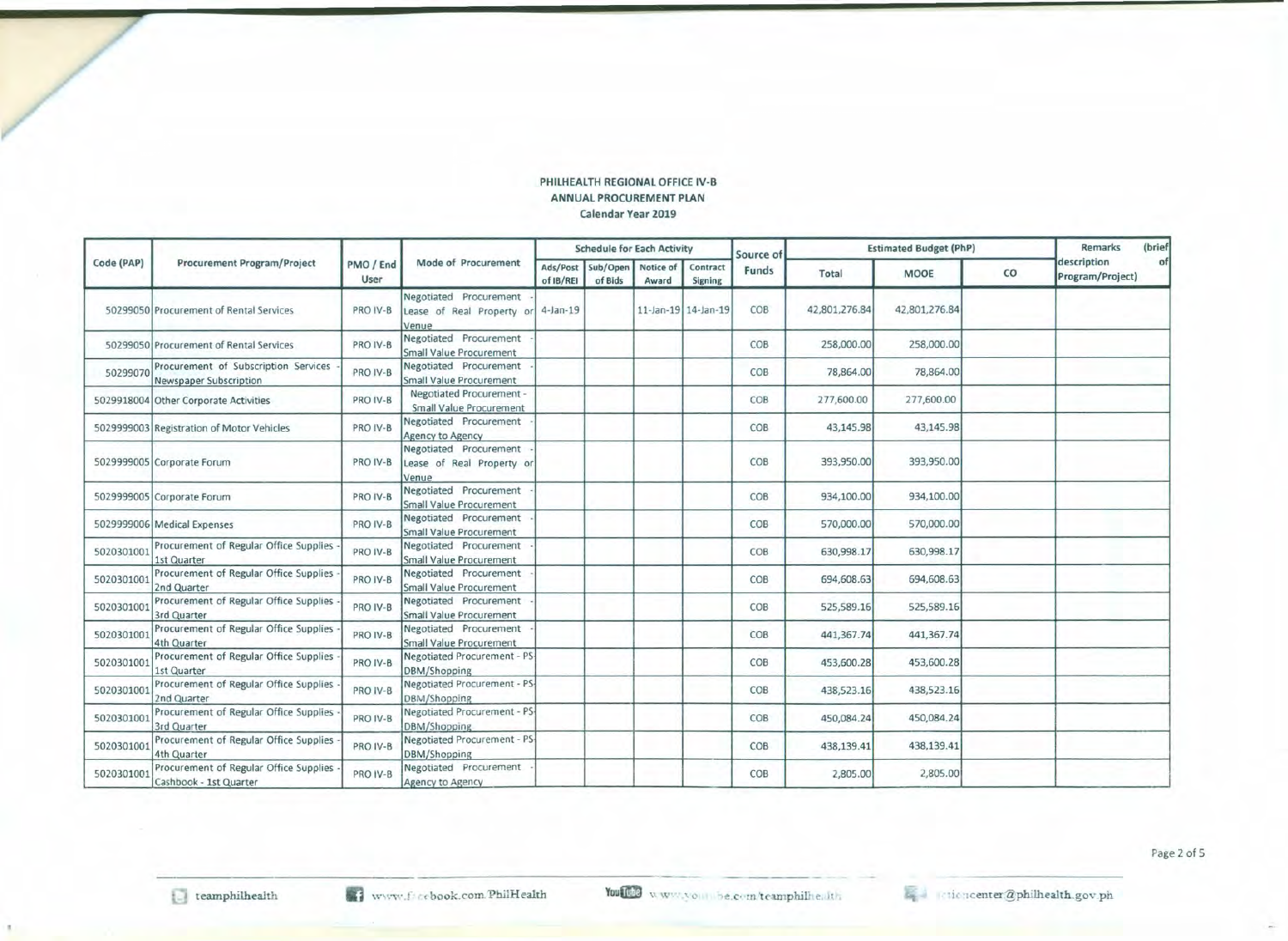**PHILHEALTH REGIONAL OFFICE IV-B**
**ANNUAL PROCUREMENT PLAN**
**Calendar Year 2019**

| Code (PAP) | Procurement Program/Project | PMO / End User | Mode of Procurement | Schedule for Each Activity | | | | Source of Funds | Estimated Budget (PhP) | | | Remarks (brief description of Program/Project) |
|---|---|---|---|---|---|---|---|---|---|---|---|---|
| | | | | Ads/Post of IB/REI | Sub/Open of Bids | Notice of Award | Contract Signing | | Total | MOOE | CO | |
| 50299050 | Procurement of Rental Services | PRO IV-B | Negotiated Procurement - Lease of Real Property or Venue | 4-Jan-19 | | 11-Jan-19 | 14-Jan-19 | COB | 42,801,276.84 | 42,801,276.84 | | |
| 50299050 | Procurement of Rental Services | PRO IV-B | Negotiated Procurement - Small Value Procurement | | | | | COB | 258,000.00 | 258,000.00 | | |
| 50299070 | Procurement of Subscription Services - Newspaper Subscription | PRO IV-B | Negotiated Procurement - Small Value Procurement | | | | | COB | 78,864.00 | 78,864.00 | | |
| 5029918004 | Other Corporate Activities | PRO IV-B | Negotiated Procurement - Small Value Procurement | | | | | COB | 277,600.00 | 277,600.00 | | |
| 5029999003 | Registration of Motor Vehicles | PRO IV-B | Negotiated Procurement - Agency to Agency | | | | | COB | 43,145.98 | 43,145.98 | | |
| 5029999005 | Corporate Forum | PRO IV-B | Negotiated Procurement - Lease of Real Property or Venue | | | | | COB | 393,950.00 | 393,950.00 | | |
| 5029999005 | Corporate Forum | PRO IV-B | Negotiated Procurement - Small Value Procurement | | | | | COB | 934,100.00 | 934,100.00 | | |
| 5029999006 | Medical Expenses | PRO IV-B | Negotiated Procurement - Small Value Procurement | | | | | COB | 570,000.00 | 570,000.00 | | |
| 5020301001 | Procurement of Regular Office Supplies - 1st Quarter | PRO IV-B | Negotiated Procurement - Small Value Procurement | | | | | COB | 630,998.17 | 630,998.17 | | |
| 5020301001 | Procurement of Regular Office Supplies - 2nd Quarter | PRO IV-B | Negotiated Procurement - Small Value Procurement | | | | | COB | 694,608.63 | 694,608.63 | | |
| 5020301001 | Procurement of Regular Office Supplies - 3rd Quarter | PRO IV-B | Negotiated Procurement - Small Value Procurement | | | | | COB | 525,589.16 | 525,589.16 | | |
| 5020301001 | Procurement of Regular Office Supplies - 4th Quarter | PRO IV-B | Negotiated Procurement - Small Value Procurement | | | | | COB | 441,367.74 | 441,367.74 | | |
| 5020301001 | Procurement of Regular Office Supplies - 1st Quarter | PRO IV-B | Negotiated Procurement - PS-DBM/Shopping | | | | | COB | 453,600.28 | 453,600.28 | | |
| 5020301001 | Procurement of Regular Office Supplies - 2nd Quarter | PRO IV-B | Negotiated Procurement - PS-DBM/Shopping | | | | | COB | 438,523.16 | 438,523.16 | | |
| 5020301001 | Procurement of Regular Office Supplies - 3rd Quarter | PRO IV-B | Negotiated Procurement - PS-DBM/Shopping | | | | | COB | 450,084.24 | 450,084.24 | | |
| 5020301001 | Procurement of Regular Office Supplies - 4th Quarter | PRO IV-B | Negotiated Procurement - PS-DBM/Shopping | | | | | COB | 438,139.41 | 438,139.41 | | |
| 5020301001 | Procurement of Regular Office Supplies - Cashbook - 1st Quarter | PRO IV-B | Negotiated Procurement - Agency to Agency | | | | | COB | 2,805.00 | 2,805.00 | | |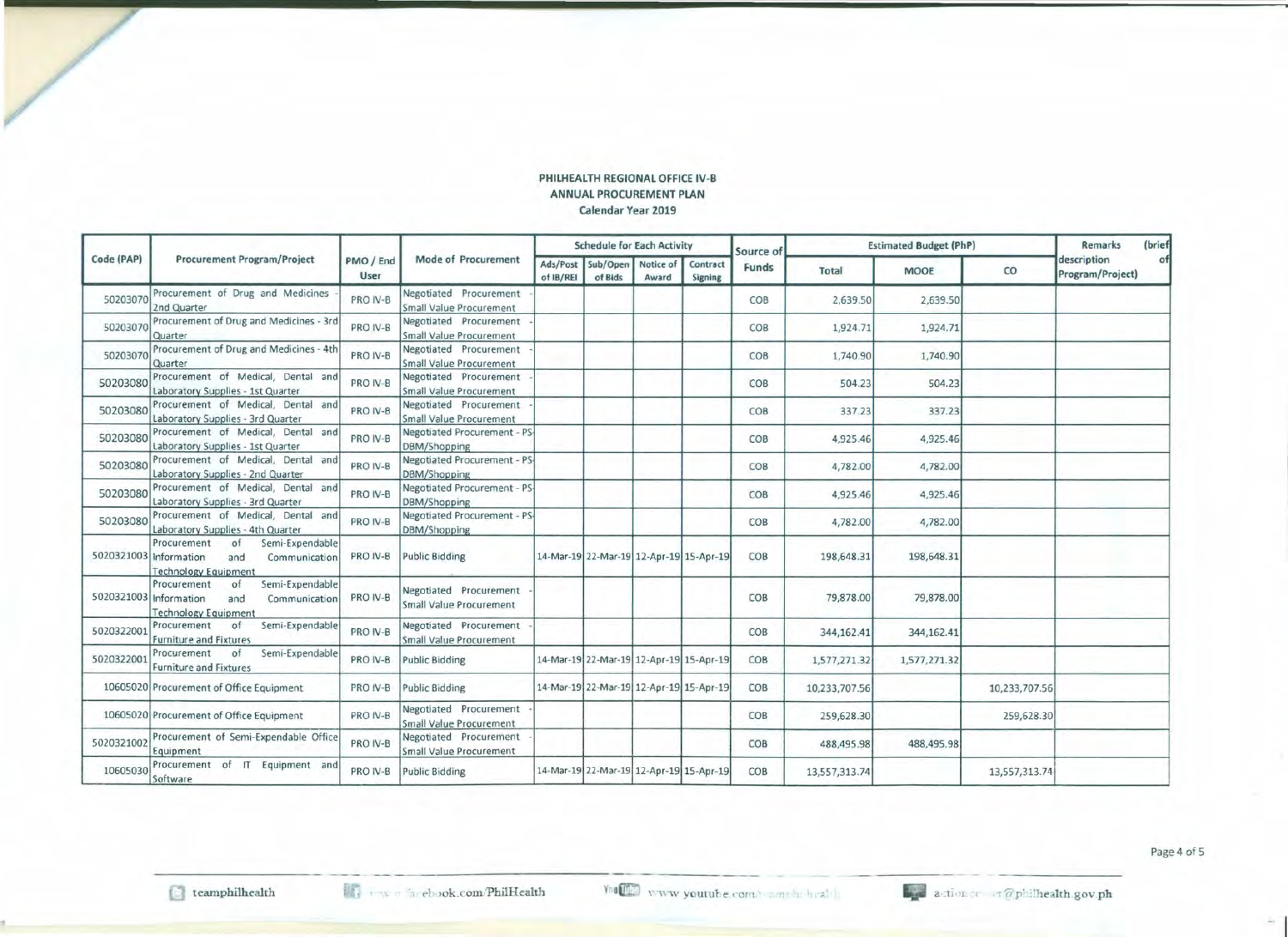**PHILHEALTH REGIONAL OFFICE IV-B**
**ANNUAL PROCUREMENT PLAN**
**Calendar Year 2019**

| Code (PAP) | Procurement Program/Project | PMO / End User | Mode of Procurement | Schedule for Each Activity | | | | Source of Funds | Estimated Budget (PhP) | | | Remarks (brief description of Program/Project) |
|---|---|---|---|---|---|---|---|---|---|---|---|---|
| | | | | Ads/Post of IB/REI | Sub/Open of Bids | Notice of Award | Contract Signing | | Total | MOOE | CO | |
| 50203070 | Procurement of Drug and Medicines - 2nd Quarter | PRO IV-B | Negotiated Procurement - Small Value Procurement | | | | | COB | 2,639.50 | 2,639.50 | | |
| 50203070 | Procurement of Drug and Medicines - 3rd Quarter | PRO IV-B | Negotiated Procurement - Small Value Procurement | | | | | COB | 1,924.71 | 1,924.71 | | |
| 50203070 | Procurement of Drug and Medicines - 4th Quarter | PRO IV-B | Negotiated Procurement - Small Value Procurement | | | | | COB | 1,740.90 | 1,740.90 | | |
| 50203080 | Procurement of Medical, Dental and Laboratory Supplies - 1st Quarter | PRO IV-B | Negotiated Procurement - Small Value Procurement | | | | | COB | 504.23 | 504.23 | | |
| 50203080 | Procurement of Medical, Dental and Laboratory Supplies - 3rd Quarter | PRO IV-B | Negotiated Procurement - Small Value Procurement | | | | | COB | 337.23 | 337.23 | | |
| 50203080 | Procurement of Medical, Dental and Laboratory Supplies - 1st Quarter | PRO IV-B | Negotiated Procurement - PS-DBM/Shopping | | | | | COB | 4,925.46 | 4,925.46 | | |
| 50203080 | Procurement of Medical, Dental and Laboratory Supplies - 2nd Quarter | PRO IV-B | Negotiated Procurement - PS-DBM/Shopping | | | | | COB | 4,782.00 | 4,782.00 | | |
| 50203080 | Procurement of Medical, Dental and Laboratory Supplies - 3rd Quarter | PRO IV-B | Negotiated Procurement - PS-DBM/Shopping | | | | | COB | 4,925.46 | 4,925.46 | | |
| 50203080 | Procurement of Medical, Dental and Laboratory Supplies - 4th Quarter | PRO IV-B | Negotiated Procurement - PS-DBM/Shopping | | | | | COB | 4,782.00 | 4,782.00 | | |
| 5020321003 | Procurement of Semi-Expendable Information and Communication Technology Equipment | PRO IV-B | Public Bidding | 14-Mar-19 | 22-Mar-19 | 12-Apr-19 | 15-Apr-19 | COB | 198,648.31 | 198,648.31 | | |
| 5020321003 | Procurement of Semi-Expendable Information and Communication Technology Equipment | PRO IV-B | Negotiated Procurement - Small Value Procurement | | | | | COB | 79,878.00 | 79,878.00 | | |
| 5020322001 | Procurement of Semi-Expendable Furniture and Fixtures | PRO IV-B | Negotiated Procurement - Small Value Procurement | | | | | COB | 344,162.41 | 344,162.41 | | |
| 5020322001 | Procurement of Semi-Expendable Furniture and Fixtures | PRO IV-B | Public Bidding | 14-Mar-19 | 22-Mar-19 | 12-Apr-19 | 15-Apr-19 | COB | 1,577,271.32 | 1,577,271.32 | | |
| 10605020 | Procurement of Office Equipment | PRO IV-B | Public Bidding | 14-Mar-19 | 22-Mar-19 | 12-Apr-19 | 15-Apr-19 | COB | 10,233,707.56 | | 10,233,707.56 | |
| 10605020 | Procurement of Office Equipment | PRO IV-B | Negotiated Procurement - Small Value Procurement | | | | | COB | 259,628.30 | | 259,628.30 | |
| 5020321002 | Procurement of Semi-Expendable Office Equipment | PRO IV-B | Negotiated Procurement - Small Value Procurement | | | | | COB | 488,495.98 | 488,495.98 | | |
| 10605030 | Procurement of IT Equipment and Software | PRO IV-B | Public Bidding | 14-Mar-19 | 22-Mar-19 | 12-Apr-19 | 15-Apr-19 | COB | 13,557,313.74 | | 13,557,313.74 | |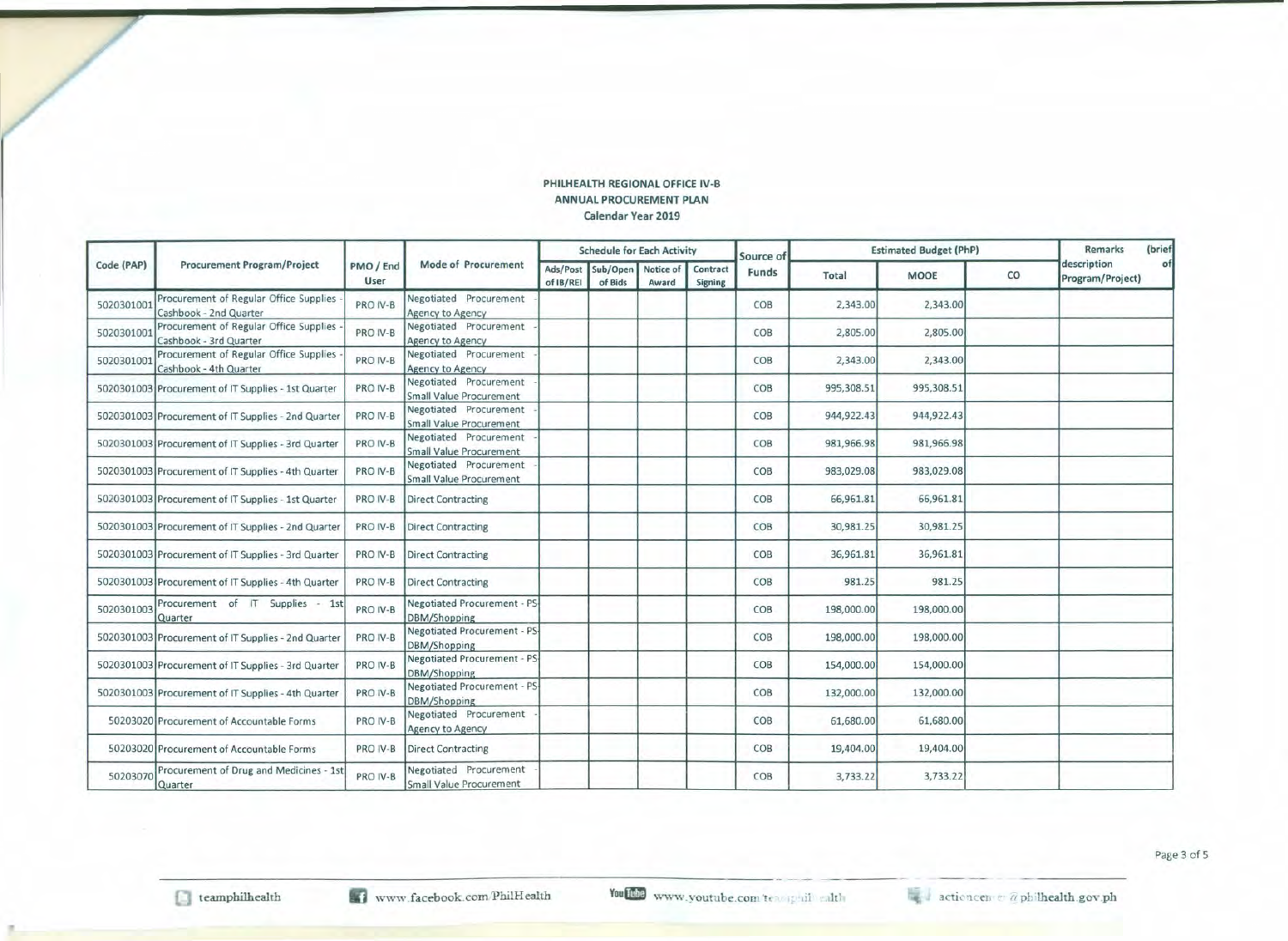**PHILHEALTH REGIONAL OFFICE IV-B**
**ANNUAL PROCUREMENT PLAN**
**Calendar Year 2019**

| Code (PAP) | Procurement Program/Project | PMO / End User | Mode of Procurement | Schedule for Each Activity | | | | Source of Funds | Estimated Budget (PhP) | | | Remarks (brief description of Program/Project) |
|---|---|---|---|---|---|---|---|---|---|---|---|---|
| | | | | Ads/Post of IB/REI | Sub/Open of Bids | Notice of Award | Contract Signing | | Total | MOOE | CO | |
| 5020301001 | Procurement of Regular Office Supplies - Cashbook - 2nd Quarter | PRO IV-B | Negotiated Procurement - Agency to Agency | | | | | COB | 2,343.00 | 2,343.00 | | |
| 5020301001 | Procurement of Regular Office Supplies - Cashbook - 3rd Quarter | PRO IV-B | Negotiated Procurement - Agency to Agency | | | | | COB | 2,805.00 | 2,805.00 | | |
| 5020301001 | Procurement of Regular Office Supplies - Cashbook - 4th Quarter | PRO IV-B | Negotiated Procurement - Agency to Agency | | | | | COB | 2,343.00 | 2,343.00 | | |
| 5020301003 | Procurement of IT Supplies - 1st Quarter | PRO IV-B | Negotiated Procurement - Small Value Procurement | | | | | COB | 995,308.51 | 995,308.51 | | |
| 5020301003 | Procurement of IT Supplies - 2nd Quarter | PRO IV-B | Negotiated Procurement - Small Value Procurement | | | | | COB | 944,922.43 | 944,922.43 | | |
| 5020301003 | Procurement of IT Supplies - 3rd Quarter | PRO IV-B | Negotiated Procurement - Small Value Procurement | | | | | COB | 981,966.98 | 981,966.98 | | |
| 5020301003 | Procurement of IT Supplies - 4th Quarter | PRO IV-B | Negotiated Procurement - Small Value Procurement | | | | | COB | 983,029.08 | 983,029.08 | | |
| 5020301003 | Procurement of IT Supplies - 1st Quarter | PRO IV-B | Direct Contracting | | | | | COB | 66,961.81 | 66,961.81 | | |
| 5020301003 | Procurement of IT Supplies - 2nd Quarter | PRO IV-B | Direct Contracting | | | | | COB | 30,981.25 | 30,981.25 | | |
| 5020301003 | Procurement of IT Supplies - 3rd Quarter | PRO IV-B | Direct Contracting | | | | | COB | 36,961.81 | 36,961.81 | | |
| 5020301003 | Procurement of IT Supplies - 4th Quarter | PRO IV-B | Direct Contracting | | | | | COB | 981.25 | 981.25 | | |
| 5020301003 | Procurement of IT Supplies - 1st Quarter | PRO IV-B | Negotiated Procurement - PS-DBM/Shopping | | | | | COB | 198,000.00 | 198,000.00 | | |
| 5020301003 | Procurement of IT Supplies - 2nd Quarter | PRO IV-B | Negotiated Procurement - PS-DBM/Shopping | | | | | COB | 198,000.00 | 198,000.00 | | |
| 5020301003 | Procurement of IT Supplies - 3rd Quarter | PRO IV-B | Negotiated Procurement - PS-DBM/Shopping | | | | | COB | 154,000.00 | 154,000.00 | | |
| 5020301003 | Procurement of IT Supplies - 4th Quarter | PRO IV-B | Negotiated Procurement - PS-DBM/Shopping | | | | | COB | 132,000.00 | 132,000.00 | | |
| 50203020 | Procurement of Accountable Forms | PRO IV-B | Negotiated Procurement - Agency to Agency | | | | | COB | 61,680.00 | 61,680.00 | | |
| 50203020 | Procurement of Accountable Forms | PRO IV-B | Direct Contracting | | | | | COB | 19,404.00 | 19,404.00 | | |
| 50203070 | Procurement of Drug and Medicines - 1st Quarter | PRO IV-B | Negotiated Procurement - Small Value Procurement | | | | | COB | 3,733.22 | 3,733.22 | | |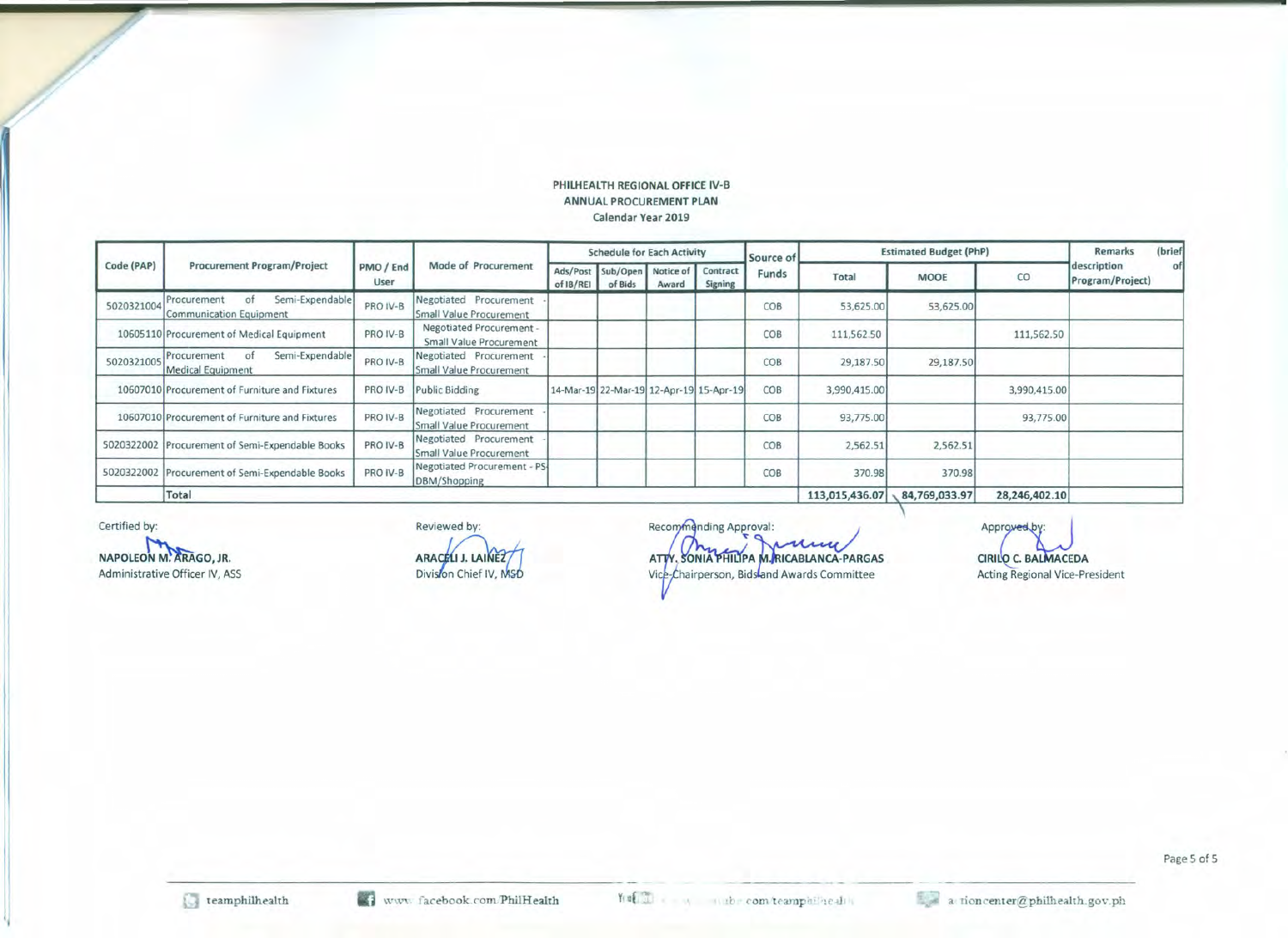**PHILHEALTH REGIONAL OFFICE IV-B**
**ANNUAL PROCUREMENT PLAN**
Calendar Year 2019

| Code (PAP) | Procurement Program/Project | PMO / End User | Mode of Procurement | Schedule for Each Activity | | | | Source of Funds | Estimated Budget (PhP) | | | Remarks (brief description of Program/Project) |
|---|---|---|---|---|---|---|---|---|---|---|---|---|
| | | | | Ads/Post of IB/REI | Sub/Open of Bids | Notice of Award | Contract Signing | | Total | MOOE | CO | |
| 5020321004 | Procurement of Semi-Expendable Communication Equipment | PRO IV-B | Negotiated Procurement - Small Value Procurement | | | | | COB | 53,625.00 | 53,625.00 | | |
| 10605110 | Procurement of Medical Equipment | PRO IV-B | Negotiated Procurement - Small Value Procurement | | | | | COB | 111,562.50 | | 111,562.50 | |
| 5020321005 | Procurement of Semi-Expendable Medical Equipment | PRO IV-B | Negotiated Procurement - Small Value Procurement | | | | | COB | 29,187.50 | 29,187.50 | | |
| 10607010 | Procurement of Furniture and Fixtures | PRO IV-B | Public Bidding | 14-Mar-19 | 22-Mar-19 | 12-Apr-19 | 15-Apr-19 | COB | 3,990,415.00 | | 3,990,415.00 | |
| 10607010 | Procurement of Furniture and Fixtures | PRO IV-B | Negotiated Procurement - Small Value Procurement | | | | | COB | 93,775.00 | | 93,775.00 | |
| 5020322002 | Procurement of Semi-Expendable Books | PRO IV-B | Negotiated Procurement - Small Value Procurement | | | | | COB | 2,562.51 | 2,562.51 | | |
| 5020322002 | Procurement of Semi-Expendable Books | PRO IV-B | Negotiated Procurement - PS-DBM/Shopping | | | | | COB | 370.98 | 370.98 | | |
| | Total | | | | | | | | 113,015,436.07 | 84,769,033.97 | 28,246,402.10 | |

Certified by:

**NAPOLEON M. ARAGO, JR.**
Administrative Officer IV, ASS

Reviewed by:

**ARACELI J. LAINEZ**
Division Chief IV, MSD

Recommending Approval:

**ATTY. SONIA PHILIPA M. RICABLANCA-PARGAS**
Vice-Chairperson, Bids and Awards Committee

Approved by:

**CIRILO C. BALMACEDA**
Acting Regional Vice-President